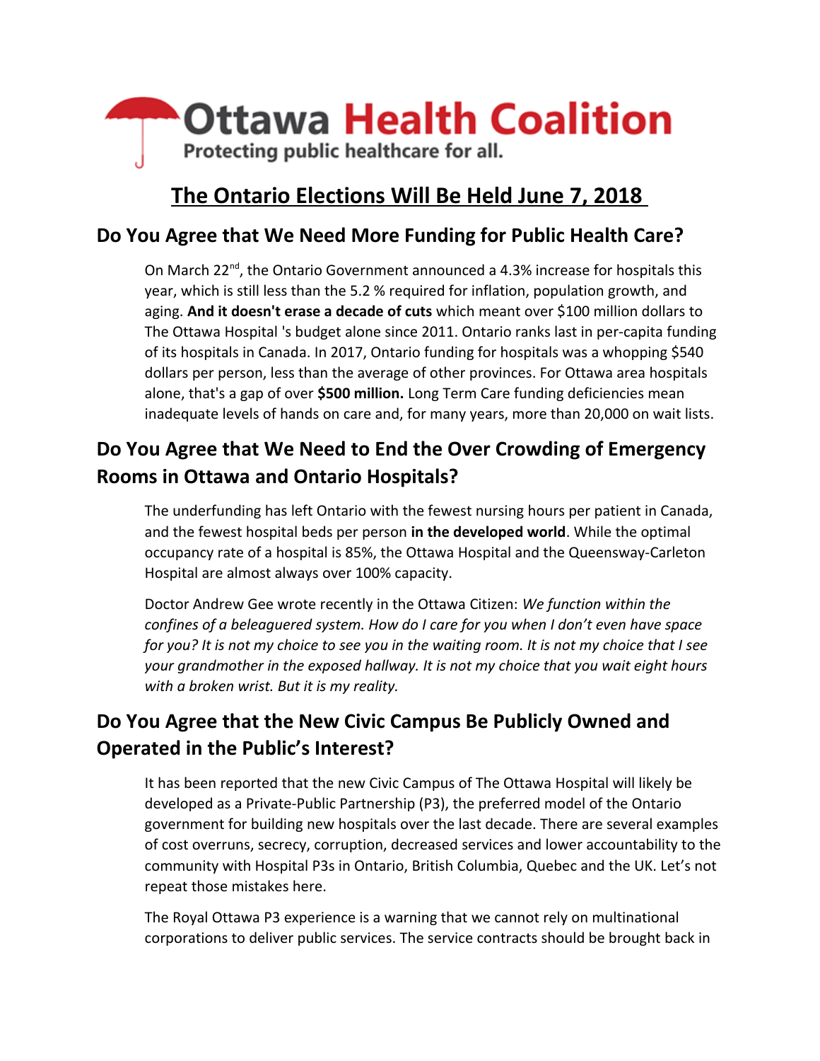# Ottawa Health Coalition

Protecting public healthcare for all.

## The Ontario Elections Will Be Held June 7, 2018

### Do You Agree that We Need More Funding for Public Health Care?

On March 22nd, the Ontario Government announced a 4.3% increase for hospitals this year, which is still less than the 5.2 % required for inflation, population growth, and aging. **And it doesn't erase a decade of cuts** which meant over $100 million dollars to The Ottawa Hospital 's budget alone since 2011. Ontario ranks last in per-capita funding of its hospitals in Canada. In 2017, Ontario funding for hospitals was a whopping $540 dollars per person, less than the average of other provinces. For Ottawa area hospitals alone, that's a gap of over **$500 million.** Long Term Care funding deficiencies mean inadequate levels of hands on care and, for many years, more than 20,000 on wait lists.

### Do You Agree that We Need to End the Over Crowding of Emergency Rooms in Ottawa and Ontario Hospitals?

The underfunding has left Ontario with the fewest nursing hours per patient in Canada, and the fewest hospital beds per person **in the developed world**. While the optimal occupancy rate of a hospital is 85%, the Ottawa Hospital and the Queensway-Carleton Hospital are almost always over 100% capacity.

Doctor Andrew Gee wrote recently in the Ottawa Citizen: *We function within the confines of a beleaguered system. How do I care for you when I don't even have space for you? It is not my choice to see you in the waiting room. It is not my choice that I see your grandmother in the exposed hallway. It is not my choice that you wait eight hours with a broken wrist. But it is my reality.*

### Do You Agree that the New Civic Campus Be Publicly Owned and Operated in the Public's Interest?

It has been reported that the new Civic Campus of The Ottawa Hospital will likely be developed as a Private-Public Partnership (P3), the preferred model of the Ontario government for building new hospitals over the last decade. There are several examples of cost overruns, secrecy, corruption, decreased services and lower accountability to the community with Hospital P3s in Ontario, British Columbia, Quebec and the UK. Let's not repeat those mistakes here.

The Royal Ottawa P3 experience is a warning that we cannot rely on multinational corporations to deliver public services. The service contracts should be brought back in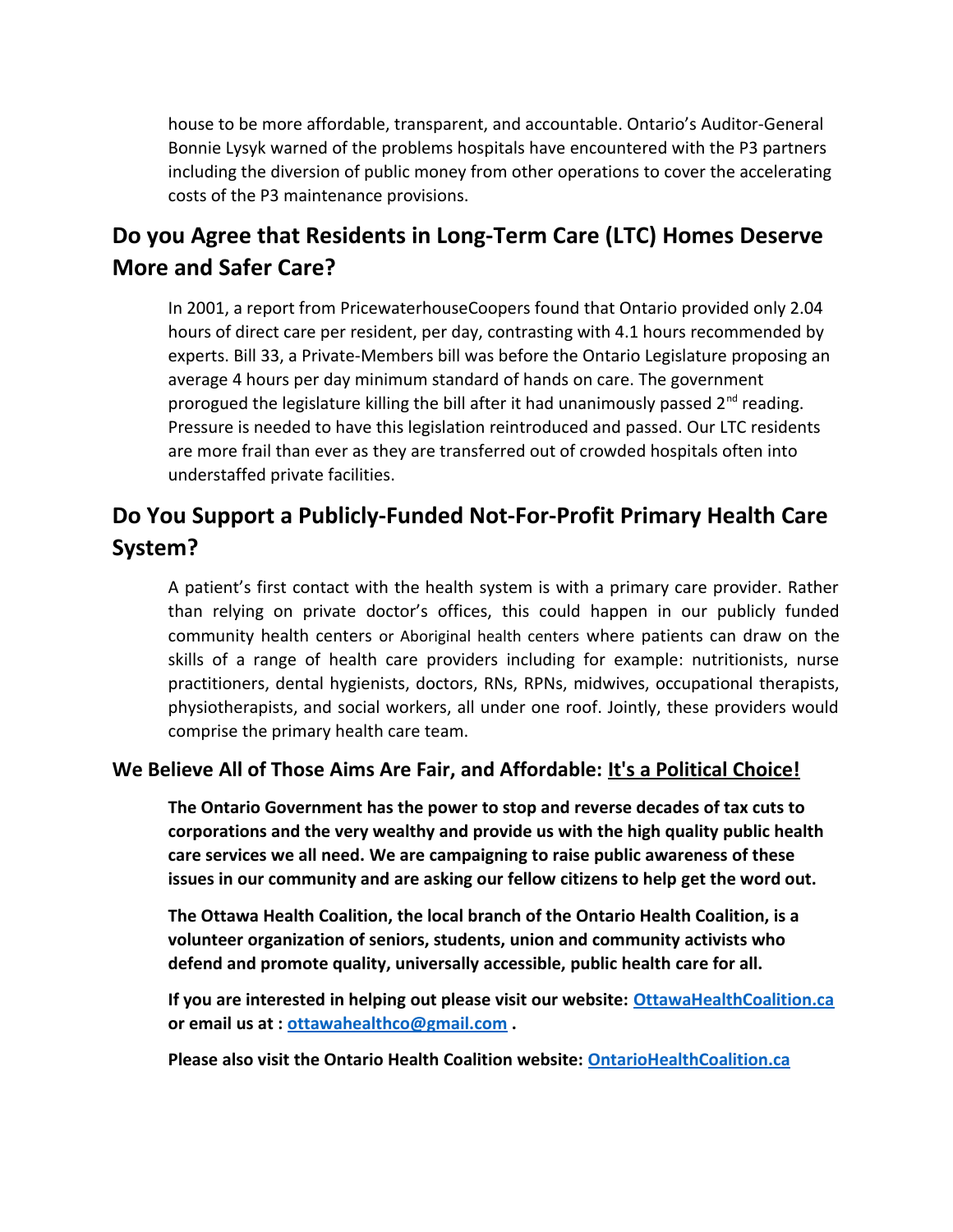house to be more affordable, transparent, and accountable. Ontario's Auditor-General Bonnie Lysyk warned of the problems hospitals have encountered with the P3 partners including the diversion of public money from other operations to cover the accelerating costs of the P3 maintenance provisions.

## Do you Agree that Residents in Long-Term Care (LTC) Homes Deserve More and Safer Care?

In 2001, a report from PricewaterhouseCoopers found that Ontario provided only 2.04 hours of direct care per resident, per day, contrasting with 4.1 hours recommended by experts. Bill 33, a Private-Members bill was before the Ontario Legislature proposing an average 4 hours per day minimum standard of hands on care. The government prorogued the legislature killing the bill after it had unanimously passed 2nd reading. Pressure is needed to have this legislation reintroduced and passed. Our LTC residents are more frail than ever as they are transferred out of crowded hospitals often into understaffed private facilities.

## Do You Support a Publicly-Funded Not-For-Profit Primary Health Care System?

A patient's first contact with the health system is with a primary care provider. Rather than relying on private doctor's offices, this could happen in our publicly funded community health centers or Aboriginal health centers where patients can draw on the skills of a range of health care providers including for example: nutritionists, nurse practitioners, dental hygienists, doctors, RNs, RPNs, midwives, occupational therapists, physiotherapists, and social workers, all under one roof. Jointly, these providers would comprise the primary health care team.

### We Believe All of Those Aims Are Fair, and Affordable: It's a Political Choice!

**The Ontario Government has the power to stop and reverse decades of tax cuts to corporations and the very wealthy and provide us with the high quality public health care services we all need. We are campaigning to raise public awareness of these issues in our community and are asking our fellow citizens to help get the word out.**

**The Ottawa Health Coalition, the local branch of the Ontario Health Coalition, is a volunteer organization of seniors, students, union and community activists who defend and promote quality, universally accessible, public health care for all.**

**If you are interested in helping out please visit our website: [OttawaHealthCoalition.ca](http://OttawaHealthCoalition.ca) or email us at : [ottawahealthco@gmail.com](mailto:ottawahealthco@gmail.com) .**

**Please also visit the Ontario Health Coalition website: [OntarioHealthCoalition.ca](http://OntarioHealthCoalition.ca)**